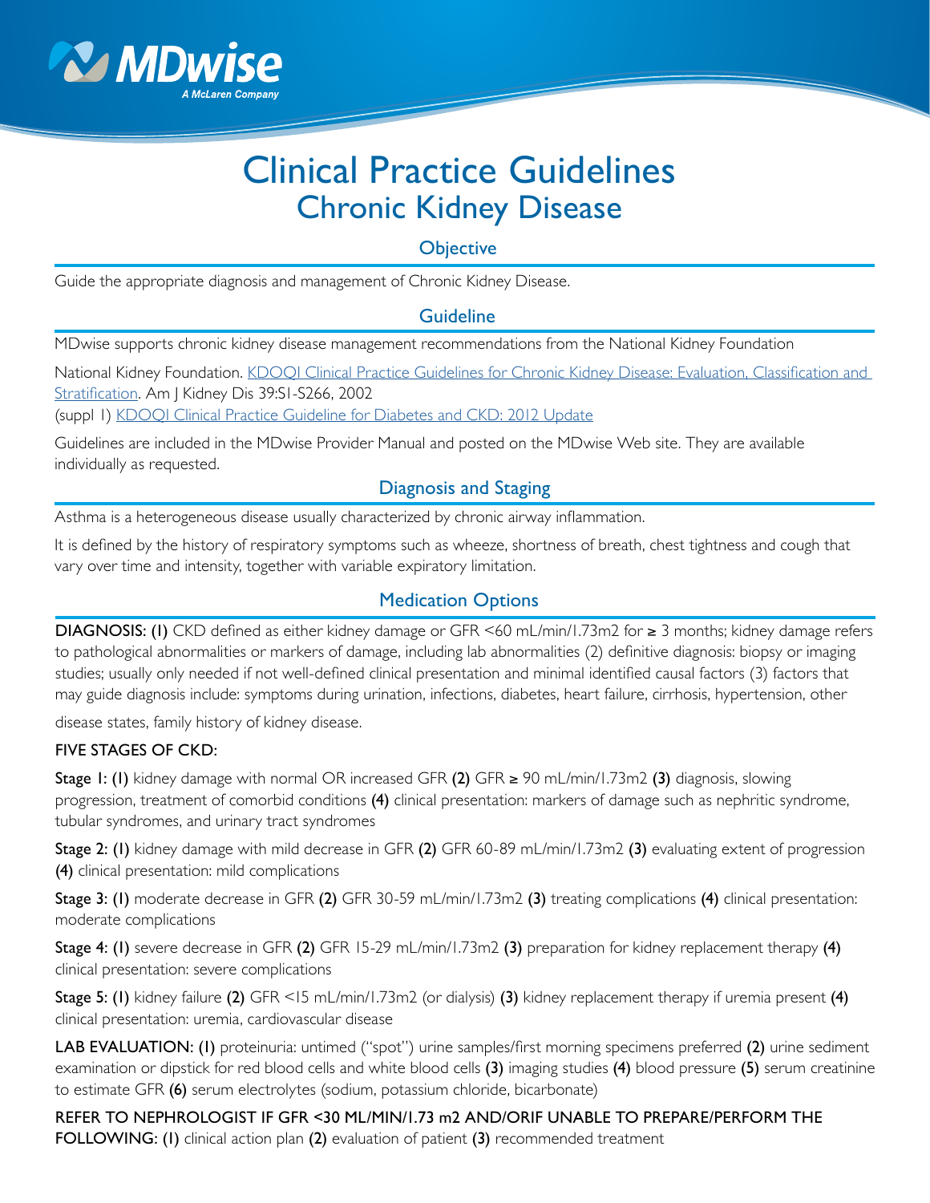# Clinical Practice Guidelines
## Chronic Kidney Disease

### Objective

Guide the appropriate diagnosis and management of Chronic Kidney Disease.

### Guideline

MDwise supports chronic kidney disease management recommendations from the National Kidney Foundation

National Kidney Foundation. KDOQI Clinical Practice Guidelines for Chronic Kidney Disease: Evaluation, Classification and Stratification. Am J Kidney Dis 39:S1-S266, 2002
(suppl 1) KDOQI Clinical Practice Guideline for Diabetes and CKD: 2012 Update

Guidelines are included in the MDwise Provider Manual and posted on the MDwise Web site. They are available individually as requested.

### Diagnosis and Staging

Asthma is a heterogeneous disease usually characterized by chronic airway inflammation.

It is defined by the history of respiratory symptoms such as wheeze, shortness of breath, chest tightness and cough that vary over time and intensity, together with variable expiratory limitation.

### Medication Options

**DIAGNOSIS: (1)** CKD defined as either kidney damage or GFR <60 mL/min/1.73m2 for ≥ 3 months; kidney damage refers to pathological abnormalities or markers of damage, including lab abnormalities (2) definitive diagnosis: biopsy or imaging studies; usually only needed if not well-defined clinical presentation and minimal identified causal factors (3) factors that may guide diagnosis include: symptoms during urination, infections, diabetes, heart failure, cirrhosis, hypertension, other disease states, family history of kidney disease.

**FIVE STAGES OF CKD:**

**Stage 1: (1)** kidney damage with normal OR increased GFR **(2)** GFR ≥ 90 mL/min/1.73m2 **(3)** diagnosis, slowing progression, treatment of comorbid conditions **(4)** clinical presentation: markers of damage such as nephritic syndrome, tubular syndromes, and urinary tract syndromes

**Stage 2: (1)** kidney damage with mild decrease in GFR **(2)** GFR 60-89 mL/min/1.73m2 **(3)** evaluating extent of progression **(4)** clinical presentation: mild complications

**Stage 3: (1)** moderate decrease in GFR **(2)** GFR 30-59 mL/min/1.73m2 **(3)** treating complications **(4)** clinical presentation: moderate complications

**Stage 4: (1)** severe decrease in GFR **(2)** GFR 15-29 mL/min/1.73m2 **(3)** preparation for kidney replacement therapy **(4)** clinical presentation: severe complications

**Stage 5: (1)** kidney failure **(2)** GFR <15 mL/min/1.73m2 (or dialysis) **(3)** kidney replacement therapy if uremia present **(4)** clinical presentation: uremia, cardiovascular disease

**LAB EVALUATION: (1)** proteinuria: untimed ("spot") urine samples/first morning specimens preferred **(2)** urine sediment examination or dipstick for red blood cells and white blood cells **(3)** imaging studies **(4)** blood pressure **(5)** serum creatinine to estimate GFR **(6)** serum electrolytes (sodium, potassium chloride, bicarbonate)

**REFER TO NEPHROLOGIST IF GFR <30 ML/MIN/1.73 m2 AND/ORIF UNABLE TO PREPARE/PERFORM THE FOLLOWING: (1)** clinical action plan **(2)** evaluation of patient **(3)** recommended treatment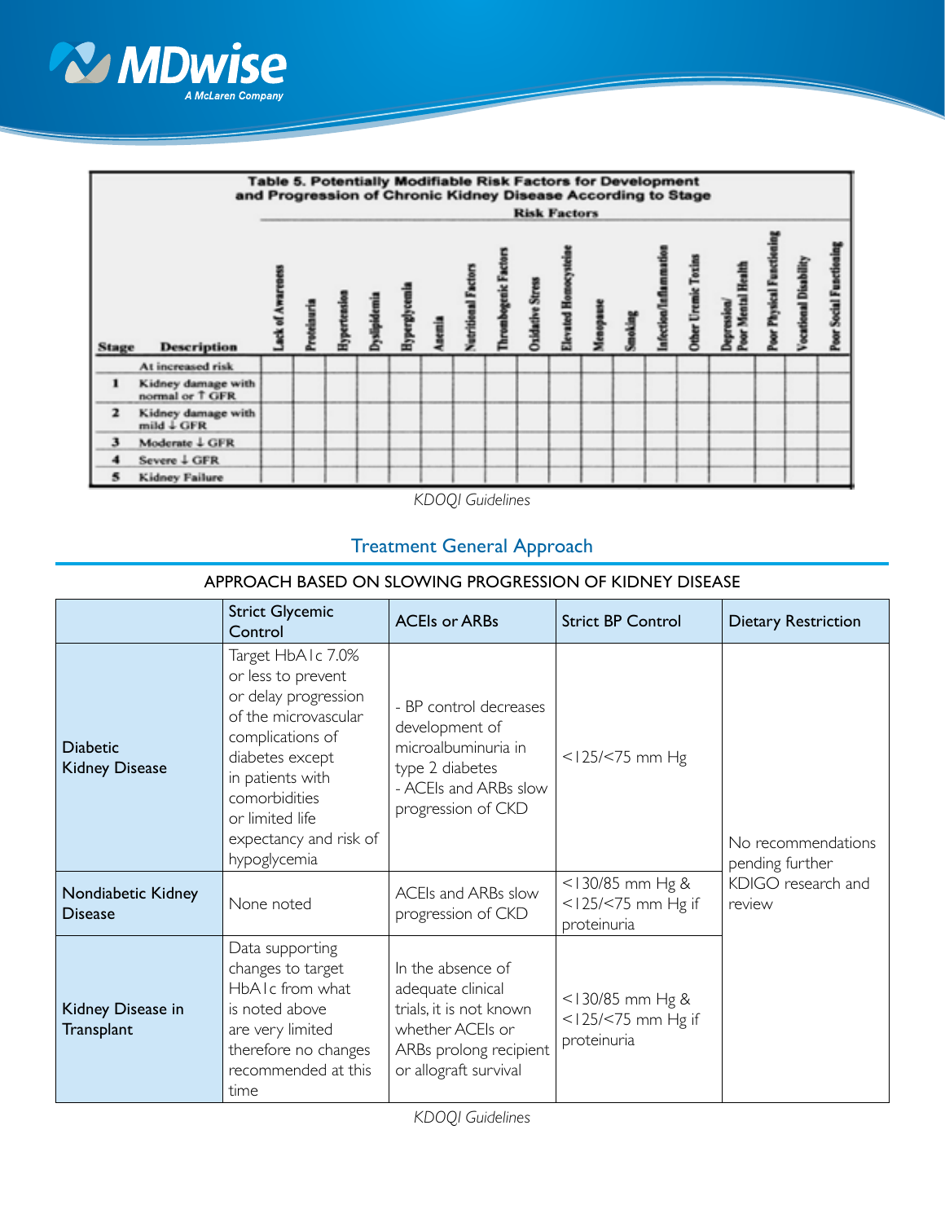**Table 5. Potentially Modifiable Risk Factors for Development and Progression of Chronic Kidney Disease According to Stage**

| Stage | Description | Lack of Awareness | Proteinuria | Hypertension | Dyslipidemia | Hyperglycemia | Anemia | Nutritional Factors | Thrombogenic Factors | Oxidative Stress | Elevated Homocysteine | Menopause | Smoking | Infection/Inflammation | Other Uremic Toxins | Depression/ Poor Mental Health | Poor Physical Functioning | Vocational Disability | Poor Social Functioning |
|---|---|---|---|---|---|---|---|---|---|---|---|---|---|---|---|---|---|---|---|
| | At increased risk | | | | | | | | | | | | | | | | | | |
| 1 | Kidney damage with normal or ↑ GFR | | | | | | | | | | | | | | | | | | |
| 2 | Kidney damage with mild ↓ GFR | | | | | | | | | | | | | | | | | | |
| 3 | Moderate ↓ GFR | | | | | | | | | | | | | | | | | | |
| 4 | Severe ↓ GFR | | | | | | | | | | | | | | | | | | |
| 5 | Kidney Failure | | | | | | | | | | | | | | | | | | |

*KDOQI Guidelines*

## Treatment General Approach

APPROACH BASED ON SLOWING PROGRESSION OF KIDNEY DISEASE

| | Strict Glycemic Control | ACEIs or ARBs | Strict BP Control | Dietary Restriction |
|---|---|---|---|---|
| Diabetic Kidney Disease | Target HbA1c 7.0% or less to prevent or delay progression of the microvascular complications of diabetes except in patients with comorbidities or limited life expectancy and risk of hypoglycemia | - BP control decreases development of microalbuminuria in type 2 diabetes<br>- ACEIs and ARBs slow progression of CKD | <125/<75 mm Hg | No recommendations pending further KDIGO research and review |
| Nondiabetic Kidney Disease | None noted | ACEIs and ARBs slow progression of CKD | <130/85 mm Hg & <125/<75 mm Hg if proteinuria | |
| Kidney Disease in Transplant | Data supporting changes to target HbA1c from what is noted above are very limited therefore no changes recommended at this time | In the absence of adequate clinical trials, it is not known whether ACEIs or ARBs prolong recipient or allograft survival | <130/85 mm Hg & <125/<75 mm Hg if proteinuria | |

*KDOQI Guidelines*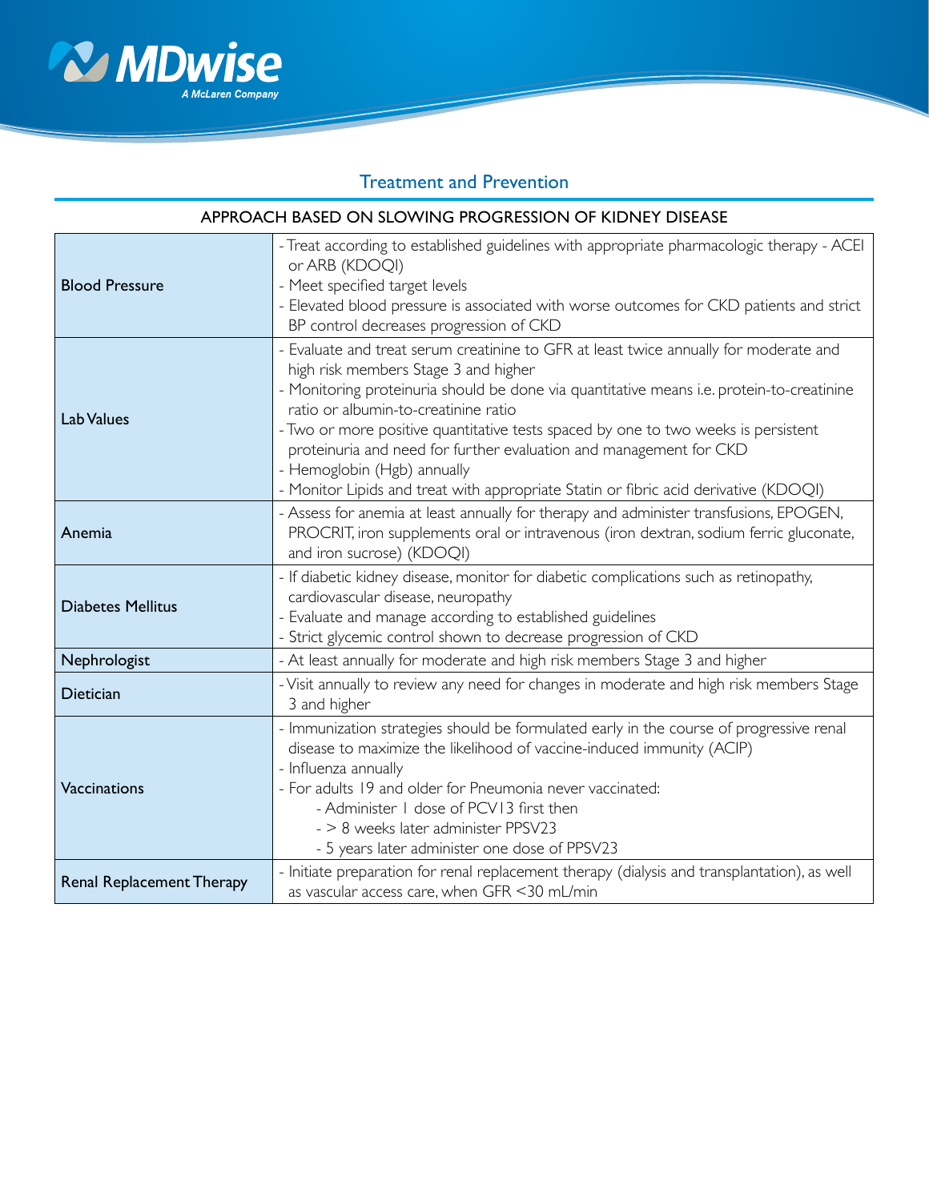## Treatment and Prevention

### APPROACH BASED ON SLOWING PROGRESSION OF KIDNEY DISEASE

| | |
|---|---|
| **Blood Pressure** | - Treat according to established guidelines with appropriate pharmacologic therapy - ACEI or ARB (KDOQI)<br>- Meet specified target levels<br>- Elevated blood pressure is associated with worse outcomes for CKD patients and strict BP control decreases progression of CKD |
| **Lab Values** | - Evaluate and treat serum creatinine to GFR at least twice annually for moderate and high risk members Stage 3 and higher<br>- Monitoring proteinuria should be done via quantitative means i.e. protein-to-creatinine ratio or albumin-to-creatinine ratio<br>- Two or more positive quantitative tests spaced by one to two weeks is persistent proteinuria and need for further evaluation and management for CKD<br>- Hemoglobin (Hgb) annually<br>- Monitor Lipids and treat with appropriate Statin or fibric acid derivative (KDOQI) |
| **Anemia** | - Assess for anemia at least annually for therapy and administer transfusions, EPOGEN, PROCRIT, iron supplements oral or intravenous (iron dextran, sodium ferric gluconate, and iron sucrose) (KDOQI) |
| **Diabetes Mellitus** | - If diabetic kidney disease, monitor for diabetic complications such as retinopathy, cardiovascular disease, neuropathy<br>- Evaluate and manage according to established guidelines<br>- Strict glycemic control shown to decrease progression of CKD |
| **Nephrologist** | - At least annually for moderate and high risk members Stage 3 and higher |
| **Dietician** | - Visit annually to review any need for changes in moderate and high risk members Stage 3 and higher |
| **Vaccinations** | - Immunization strategies should be formulated early in the course of progressive renal disease to maximize the likelihood of vaccine-induced immunity (ACIP)<br>- Influenza annually<br>- For adults 19 and older for Pneumonia never vaccinated:<br>&nbsp;&nbsp;&nbsp;&nbsp;- Administer 1 dose of PCV13 first then<br>&nbsp;&nbsp;&nbsp;&nbsp;- > 8 weeks later administer PPSV23<br>&nbsp;&nbsp;&nbsp;&nbsp;- 5 years later administer one dose of PPSV23 |
| **Renal Replacement Therapy** | - Initiate preparation for renal replacement therapy (dialysis and transplantation), as well as vascular access care, when GFR <30 mL/min |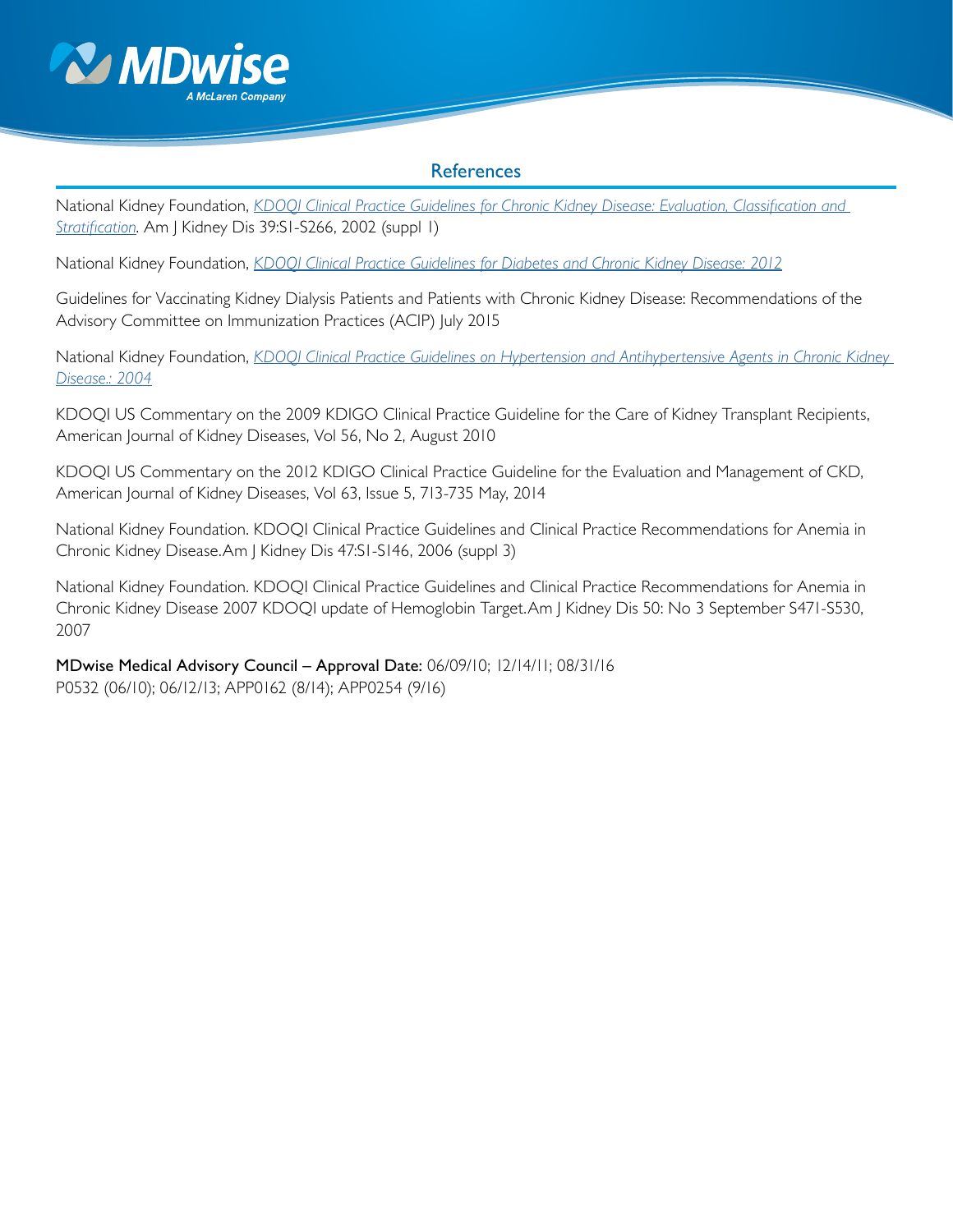## References

National Kidney Foundation, *KDOQI Clinical Practice Guidelines for Chronic Kidney Disease: Evaluation, Classification and Stratification*. Am J Kidney Dis 39:S1-S266, 2002 (suppl 1)

National Kidney Foundation, *KDOQI Clinical Practice Guidelines for Diabetes and Chronic Kidney Disease: 2012*

Guidelines for Vaccinating Kidney Dialysis Patients and Patients with Chronic Kidney Disease: Recommendations of the Advisory Committee on Immunization Practices (ACIP) July 2015

National Kidney Foundation, *KDOQI Clinical Practice Guidelines on Hypertension and Antihypertensive Agents in Chronic Kidney Disease.: 2004*

KDOQI US Commentary on the 2009 KDIGO Clinical Practice Guideline for the Care of Kidney Transplant Recipients, American Journal of Kidney Diseases, Vol 56, No 2, August 2010

KDOQI US Commentary on the 2012 KDIGO Clinical Practice Guideline for the Evaluation and Management of CKD, American Journal of Kidney Diseases, Vol 63, Issue 5, 713-735 May, 2014

National Kidney Foundation. KDOQI Clinical Practice Guidelines and Clinical Practice Recommendations for Anemia in Chronic Kidney Disease.Am J Kidney Dis 47:S1-S146, 2006 (suppl 3)

National Kidney Foundation. KDOQI Clinical Practice Guidelines and Clinical Practice Recommendations for Anemia in Chronic Kidney Disease 2007 KDOQI update of Hemoglobin Target.Am J Kidney Dis 50: No 3 September S471-S530, 2007

**MDwise Medical Advisory Council – Approval Date:** 06/09/10; 12/14/11; 08/31/16
P0532 (06/10); 06/12/13; APP0162 (8/14); APP0254 (9/16)